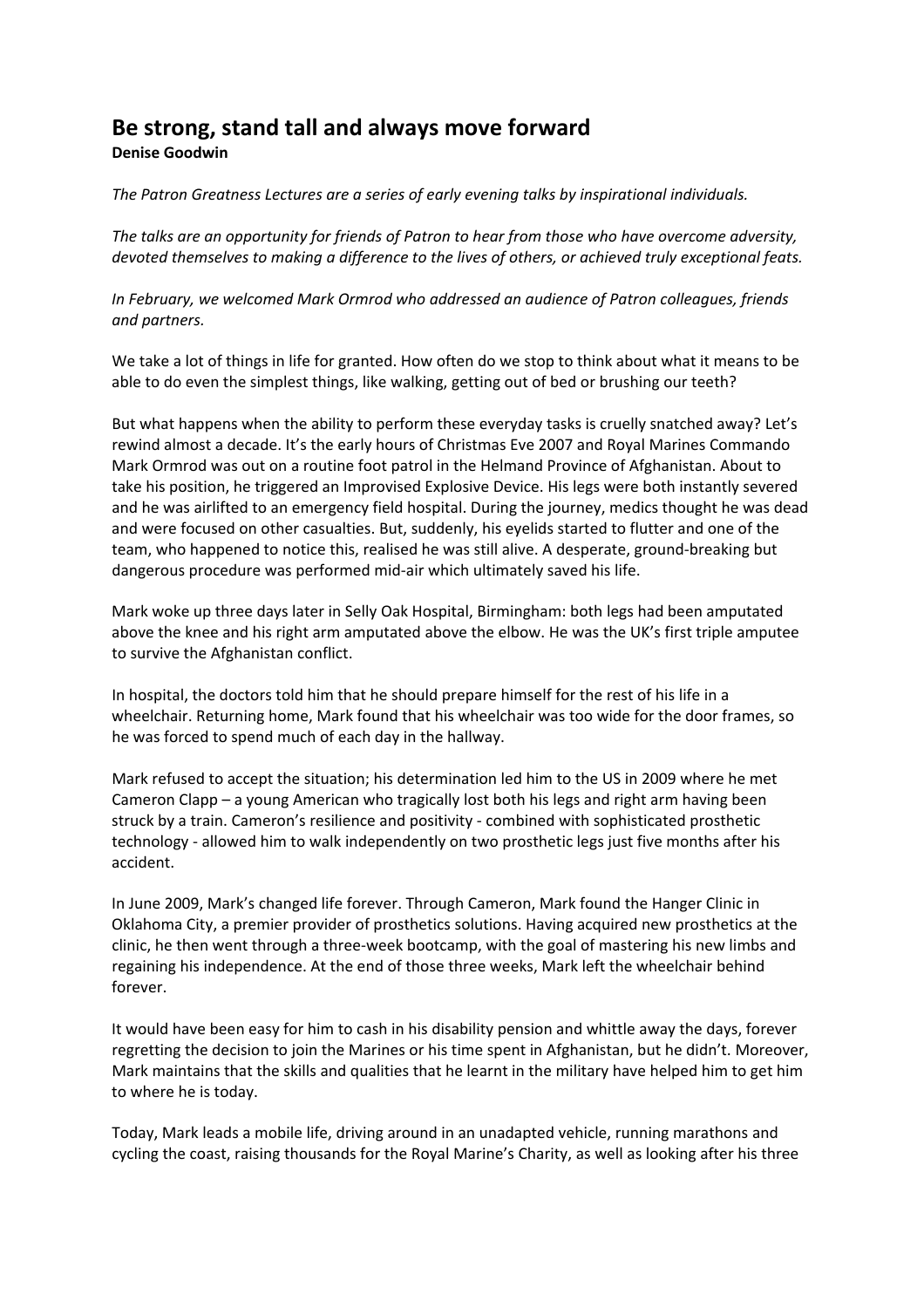# Be strong, stand tall and always move forward

**Denise Goodwin**

*The Patron Greatness Lectures are a series of early evening talks by inspirational individuals.*

*The talks are an opportunity for friends of Patron to hear from those who have overcome adversity, devoted themselves to making a difference to the lives of others, or achieved truly exceptional feats.*

*In February, we welcomed Mark Ormrod who addressed an audience of Patron colleagues, friends and partners.*

We take a lot of things in life for granted. How often do we stop to think about what it means to be able to do even the simplest things, like walking, getting out of bed or brushing our teeth?

But what happens when the ability to perform these everyday tasks is cruelly snatched away? Let's rewind almost a decade. It's the early hours of Christmas Eve 2007 and Royal Marines Commando Mark Ormrod was out on a routine foot patrol in the Helmand Province of Afghanistan. About to take his position, he triggered an Improvised Explosive Device. His legs were both instantly severed and he was airlifted to an emergency field hospital. During the journey, medics thought he was dead and were focused on other casualties. But, suddenly, his eyelids started to flutter and one of the team, who happened to notice this, realised he was still alive. A desperate, ground-breaking but dangerous procedure was performed mid-air which ultimately saved his life.

Mark woke up three days later in Selly Oak Hospital, Birmingham: both legs had been amputated above the knee and his right arm amputated above the elbow. He was the UK's first triple amputee to survive the Afghanistan conflict.

In hospital, the doctors told him that he should prepare himself for the rest of his life in a wheelchair. Returning home, Mark found that his wheelchair was too wide for the door frames, so he was forced to spend much of each day in the hallway.

Mark refused to accept the situation; his determination led him to the US in 2009 where he met Cameron Clapp – a young American who tragically lost both his legs and right arm having been struck by a train. Cameron's resilience and positivity - combined with sophisticated prosthetic technology - allowed him to walk independently on two prosthetic legs just five months after his accident.

In June 2009, Mark's changed life forever. Through Cameron, Mark found the Hanger Clinic in Oklahoma City, a premier provider of prosthetics solutions. Having acquired new prosthetics at the clinic, he then went through a three-week bootcamp, with the goal of mastering his new limbs and regaining his independence. At the end of those three weeks, Mark left the wheelchair behind forever.

It would have been easy for him to cash in his disability pension and whittle away the days, forever regretting the decision to join the Marines or his time spent in Afghanistan, but he didn't. Moreover, Mark maintains that the skills and qualities that he learnt in the military have helped him to get him to where he is today.

Today, Mark leads a mobile life, driving around in an unadapted vehicle, running marathons and cycling the coast, raising thousands for the Royal Marine's Charity, as well as looking after his three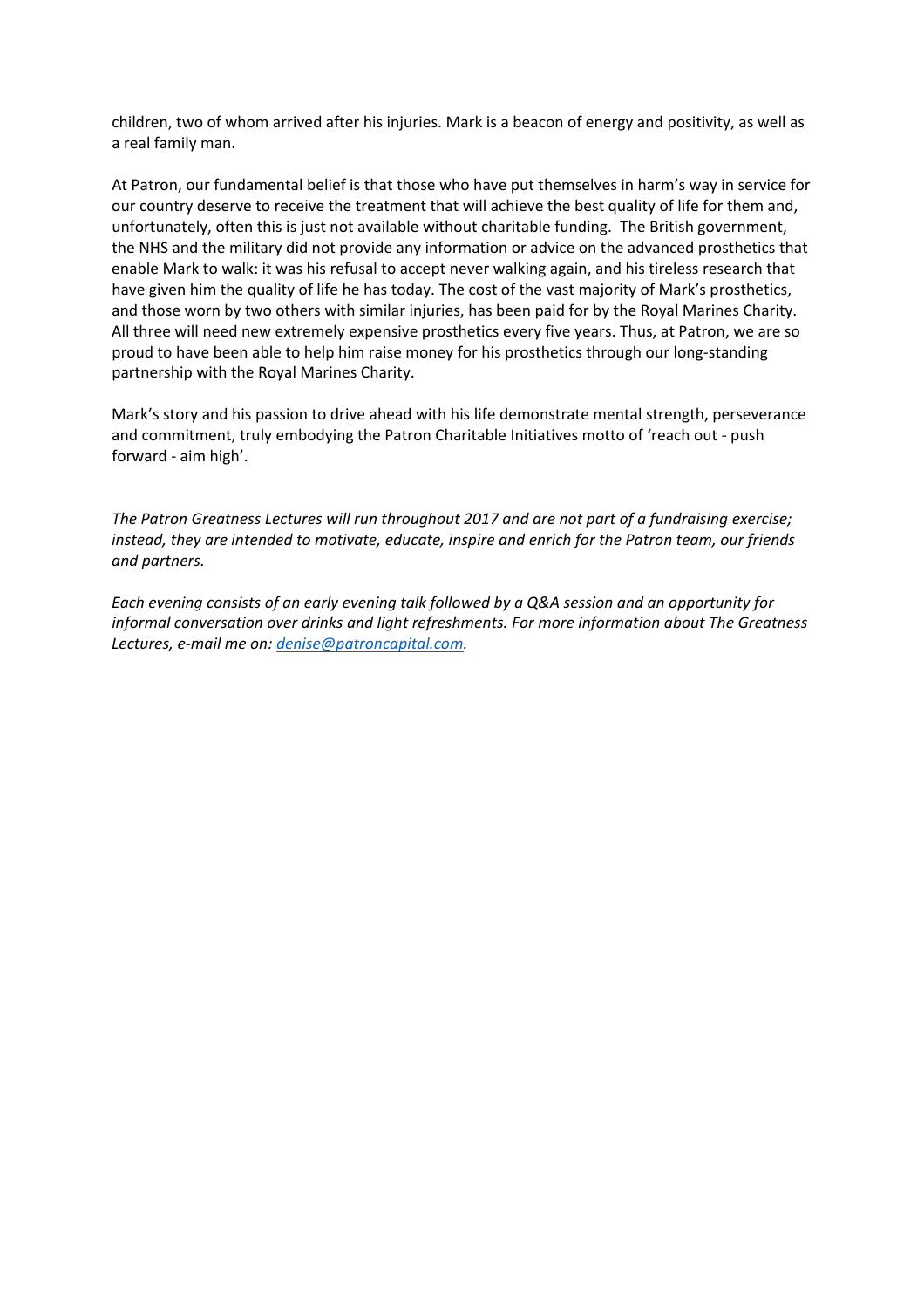children, two of whom arrived after his injuries. Mark is a beacon of energy and positivity, as well as a real family man.

At Patron, our fundamental belief is that those who have put themselves in harm's way in service for our country deserve to receive the treatment that will achieve the best quality of life for them and, unfortunately, often this is just not available without charitable funding. The British government, the NHS and the military did not provide any information or advice on the advanced prosthetics that enable Mark to walk: it was his refusal to accept never walking again, and his tireless research that have given him the quality of life he has today. The cost of the vast majority of Mark's prosthetics, and those worn by two others with similar injuries, has been paid for by the Royal Marines Charity. All three will need new extremely expensive prosthetics every five years. Thus, at Patron, we are so proud to have been able to help him raise money for his prosthetics through our long-standing partnership with the Royal Marines Charity.

Mark's story and his passion to drive ahead with his life demonstrate mental strength, perseverance and commitment, truly embodying the Patron Charitable Initiatives motto of 'reach out - push forward - aim high'.

*The Patron Greatness Lectures will run throughout 2017 and are not part of a fundraising exercise; instead, they are intended to motivate, educate, inspire and enrich for the Patron team, our friends and partners.*

*Each evening consists of an early evening talk followed by a Q&A session and an opportunity for informal conversation over drinks and light refreshments. For more information about The Greatness Lectures, e-mail me on: denise@patroncapital.com.*